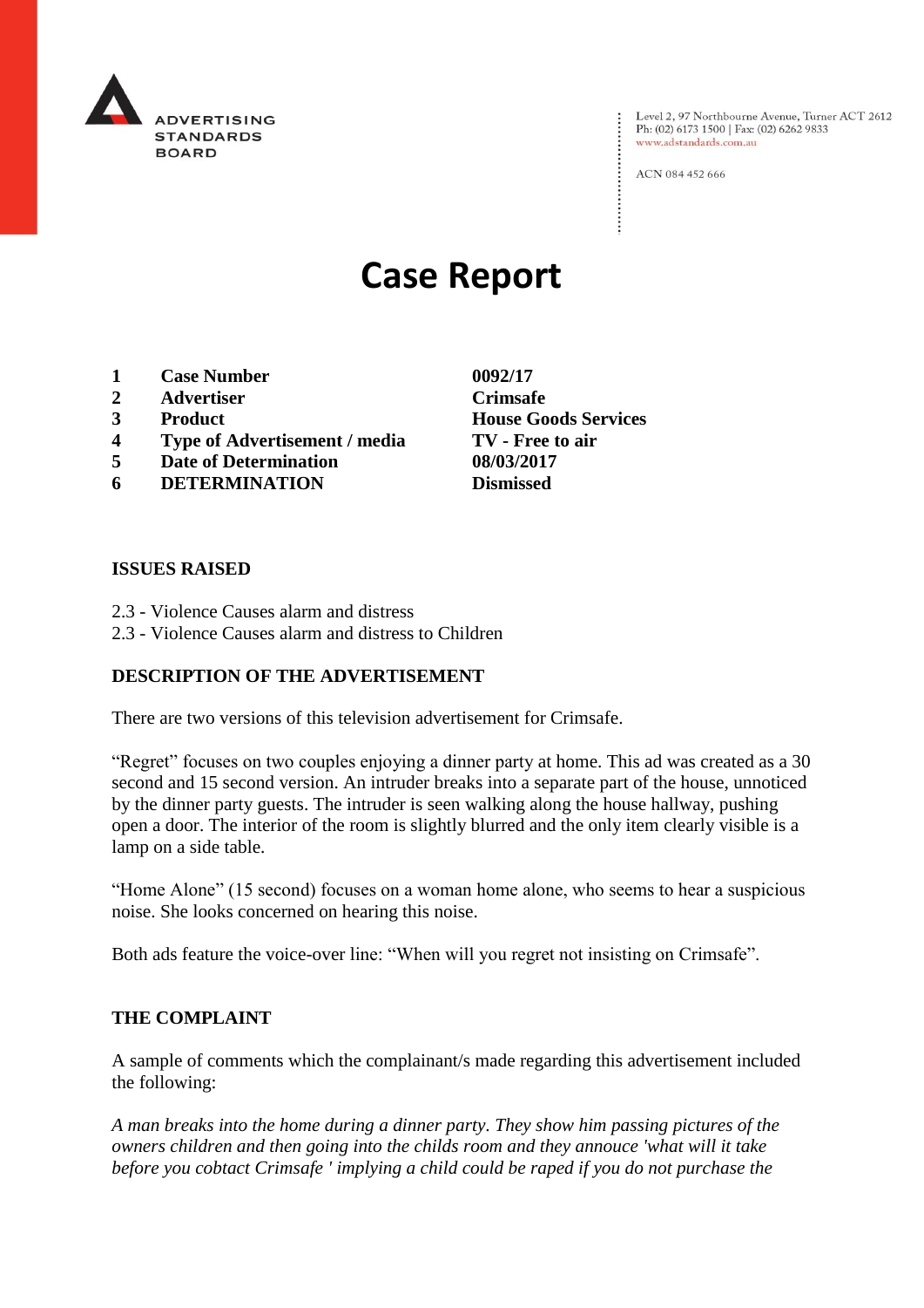ADVERTISING STANDARDS BOARD

Level 2, 97 Northbourne Avenue, Turner ACT 2612
Ph: (02) 6173 1500 | Fax: (02) 6262 9833
www.adstandards.com.au

ACN 084 452 666

# Case Report

| | | |
|---|---|---|
| **1** | **Case Number** | **0092/17** |
| **2** | **Advertiser** | **Crimsafe** |
| **3** | **Product** | **House Goods Services** |
| **4** | **Type of Advertisement / media** | **TV - Free to air** |
| **5** | **Date of Determination** | **08/03/2017** |
| **6** | **DETERMINATION** | **Dismissed** |

## ISSUES RAISED

2.3 - Violence Causes alarm and distress
2.3 - Violence Causes alarm and distress to Children

## DESCRIPTION OF THE ADVERTISEMENT

There are two versions of this television advertisement for Crimsafe.

"Regret" focuses on two couples enjoying a dinner party at home. This ad was created as a 30 second and 15 second version. An intruder breaks into a separate part of the house, unnoticed by the dinner party guests. The intruder is seen walking along the house hallway, pushing open a door. The interior of the room is slightly blurred and the only item clearly visible is a lamp on a side table.

"Home Alone" (15 second) focuses on a woman home alone, who seems to hear a suspicious noise. She looks concerned on hearing this noise.

Both ads feature the voice-over line: "When will you regret not insisting on Crimsafe".

## THE COMPLAINT

A sample of comments which the complainant/s made regarding this advertisement included the following:

*A man breaks into the home during a dinner party. They show him passing pictures of the owners children and then going into the childs room and they annouce 'what will it take before you cobtact Crimsafe ' implying a child could be raped if you do not purchase the*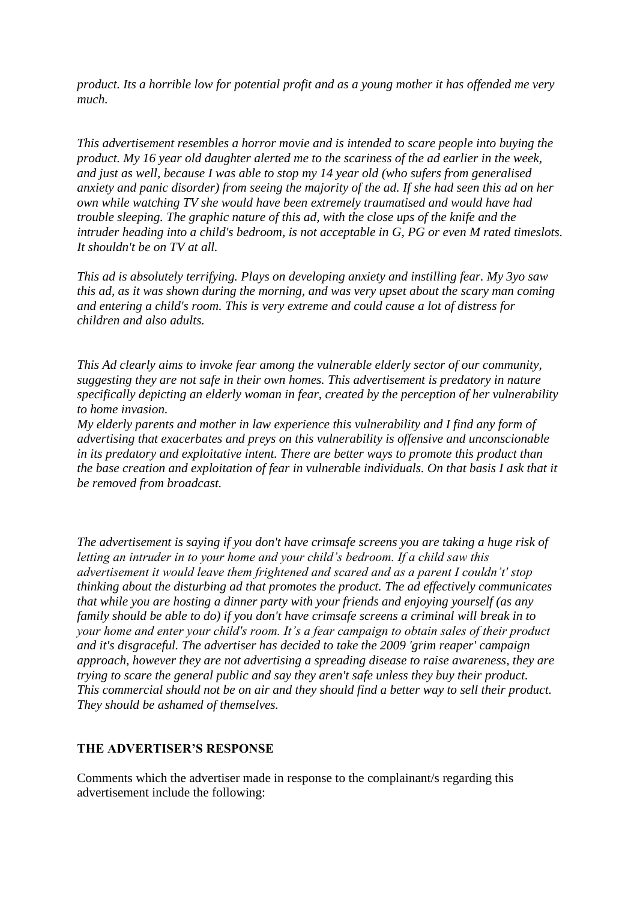*product. Its a horrible low for potential profit and as a young mother it has offended me very much.*

*This advertisement resembles a horror movie and is intended to scare people into buying the product. My 16 year old daughter alerted me to the scariness of the ad earlier in the week, and just as well, because I was able to stop my 14 year old (who sufers from generalised anxiety and panic disorder) from seeing the majority of the ad. If she had seen this ad on her own while watching TV she would have been extremely traumatised and would have had trouble sleeping. The graphic nature of this ad, with the close ups of the knife and the intruder heading into a child's bedroom, is not acceptable in G, PG or even M rated timeslots. It shouldn't be on TV at all.*

*This ad is absolutely terrifying. Plays on developing anxiety and instilling fear. My 3yo saw this ad, as it was shown during the morning, and was very upset about the scary man coming and entering a child's room. This is very extreme and could cause a lot of distress for children and also adults.*

*This Ad clearly aims to invoke fear among the vulnerable elderly sector of our community, suggesting they are not safe in their own homes. This advertisement is predatory in nature specifically depicting an elderly woman in fear, created by the perception of her vulnerability to home invasion.*
*My elderly parents and mother in law experience this vulnerability and I find any form of advertising that exacerbates and preys on this vulnerability is offensive and unconscionable in its predatory and exploitative intent. There are better ways to promote this product than the base creation and exploitation of fear in vulnerable individuals. On that basis I ask that it be removed from broadcast.*

*The advertisement is saying if you don't have crimsafe screens you are taking a huge risk of letting an intruder in to your home and your child's bedroom. If a child saw this advertisement it would leave them frightened and scared and as a parent I couldn't't' stop thinking about the disturbing ad that promotes the product. The ad effectively communicates that while you are hosting a dinner party with your friends and enjoying yourself (as any family should be able to do) if you don't have crimsafe screens a criminal will break in to your home and enter your child's room. It's a fear campaign to obtain sales of their product and it's disgraceful. The advertiser has decided to take the 2009 'grim reaper' campaign approach, however they are not advertising a spreading disease to raise awareness, they are trying to scare the general public and say they aren't safe unless they buy their product. This commercial should not be on air and they should find a better way to sell their product. They should be ashamed of themselves.*

## THE ADVERTISER'S RESPONSE

Comments which the advertiser made in response to the complainant/s regarding this advertisement include the following: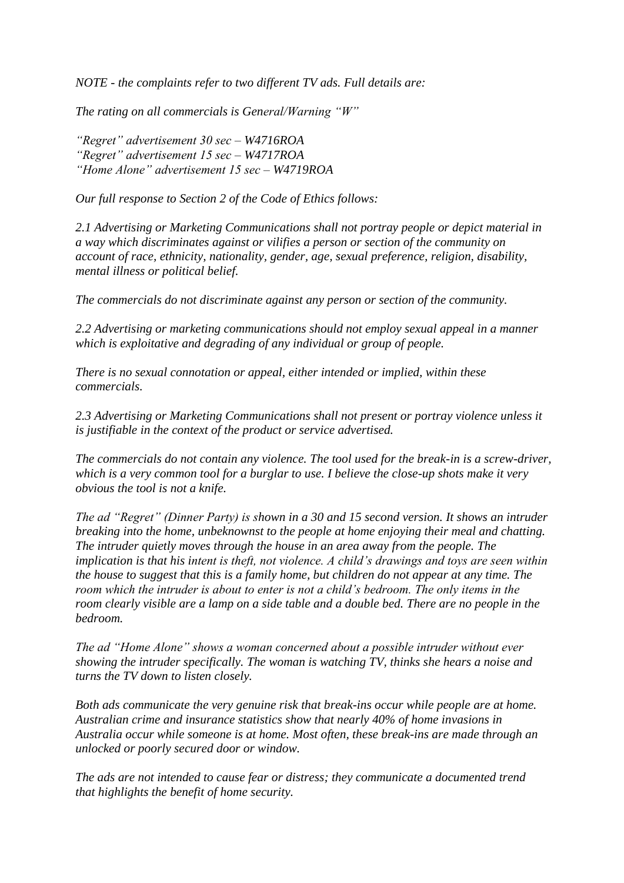*NOTE - the complaints refer to two different TV ads. Full details are:*

*The rating on all commercials is General/Warning "W"*

*"Regret" advertisement 30 sec – W4716ROA*
*"Regret" advertisement 15 sec – W4717ROA*
*"Home Alone" advertisement 15 sec – W4719ROA*

*Our full response to Section 2 of the Code of Ethics follows:*

*2.1 Advertising or Marketing Communications shall not portray people or depict material in a way which discriminates against or vilifies a person or section of the community on account of race, ethnicity, nationality, gender, age, sexual preference, religion, disability, mental illness or political belief.*

*The commercials do not discriminate against any person or section of the community.*

*2.2 Advertising or marketing communications should not employ sexual appeal in a manner which is exploitative and degrading of any individual or group of people.*

*There is no sexual connotation or appeal, either intended or implied, within these commercials.*

*2.3 Advertising or Marketing Communications shall not present or portray violence unless it is justifiable in the context of the product or service advertised.*

*The commercials do not contain any violence. The tool used for the break-in is a screw-driver, which is a very common tool for a burglar to use. I believe the close-up shots make it very obvious the tool is not a knife.*

*The ad "Regret" (Dinner Party) is shown in a 30 and 15 second version. It shows an intruder breaking into the home, unbeknownst to the people at home enjoying their meal and chatting. The intruder quietly moves through the house in an area away from the people. The implication is that his intent is theft, not violence. A child's drawings and toys are seen within the house to suggest that this is a family home, but children do not appear at any time. The room which the intruder is about to enter is not a child's bedroom. The only items in the room clearly visible are a lamp on a side table and a double bed. There are no people in the bedroom.*

*The ad "Home Alone" shows a woman concerned about a possible intruder without ever showing the intruder specifically. The woman is watching TV, thinks she hears a noise and turns the TV down to listen closely.*

*Both ads communicate the very genuine risk that break-ins occur while people are at home. Australian crime and insurance statistics show that nearly 40% of home invasions in Australia occur while someone is at home. Most often, these break-ins are made through an unlocked or poorly secured door or window.*

*The ads are not intended to cause fear or distress; they communicate a documented trend that highlights the benefit of home security.*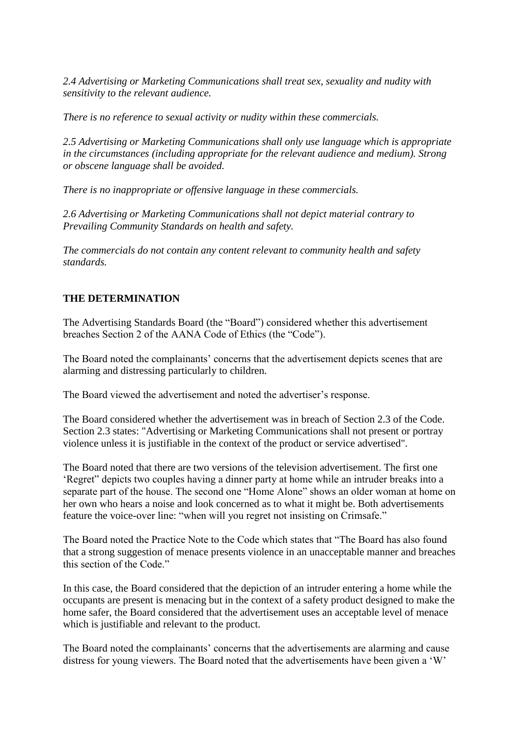*2.4 Advertising or Marketing Communications shall treat sex, sexuality and nudity with sensitivity to the relevant audience.*

*There is no reference to sexual activity or nudity within these commercials.*

*2.5 Advertising or Marketing Communications shall only use language which is appropriate in the circumstances (including appropriate for the relevant audience and medium). Strong or obscene language shall be avoided.*

*There is no inappropriate or offensive language in these commercials.*

*2.6 Advertising or Marketing Communications shall not depict material contrary to Prevailing Community Standards on health and safety.*

*The commercials do not contain any content relevant to community health and safety standards.*

## THE DETERMINATION

The Advertising Standards Board (the "Board") considered whether this advertisement breaches Section 2 of the AANA Code of Ethics (the "Code").

The Board noted the complainants' concerns that the advertisement depicts scenes that are alarming and distressing particularly to children.

The Board viewed the advertisement and noted the advertiser's response.

The Board considered whether the advertisement was in breach of Section 2.3 of the Code. Section 2.3 states: "Advertising or Marketing Communications shall not present or portray violence unless it is justifiable in the context of the product or service advertised".

The Board noted that there are two versions of the television advertisement. The first one 'Regret" depicts two couples having a dinner party at home while an intruder breaks into a separate part of the house. The second one "Home Alone" shows an older woman at home on her own who hears a noise and look concerned as to what it might be. Both advertisements feature the voice-over line: "when will you regret not insisting on Crimsafe."

The Board noted the Practice Note to the Code which states that "The Board has also found that a strong suggestion of menace presents violence in an unacceptable manner and breaches this section of the Code."

In this case, the Board considered that the depiction of an intruder entering a home while the occupants are present is menacing but in the context of a safety product designed to make the home safer, the Board considered that the advertisement uses an acceptable level of menace which is justifiable and relevant to the product.

The Board noted the complainants' concerns that the advertisements are alarming and cause distress for young viewers. The Board noted that the advertisements have been given a 'W'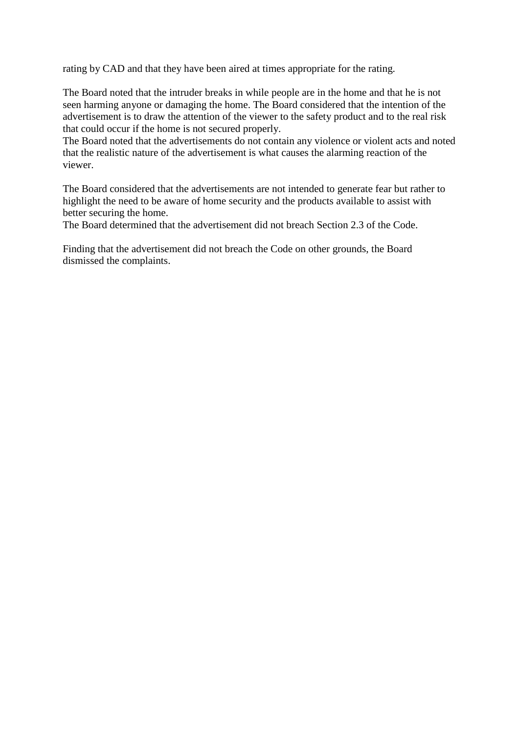rating by CAD and that they have been aired at times appropriate for the rating.

The Board noted that the intruder breaks in while people are in the home and that he is not seen harming anyone or damaging the home. The Board considered that the intention of the advertisement is to draw the attention of the viewer to the safety product and to the real risk that could occur if the home is not secured properly.
The Board noted that the advertisements do not contain any violence or violent acts and noted that the realistic nature of the advertisement is what causes the alarming reaction of the viewer.

The Board considered that the advertisements are not intended to generate fear but rather to highlight the need to be aware of home security and the products available to assist with better securing the home.
The Board determined that the advertisement did not breach Section 2.3 of the Code.

Finding that the advertisement did not breach the Code on other grounds, the Board dismissed the complaints.